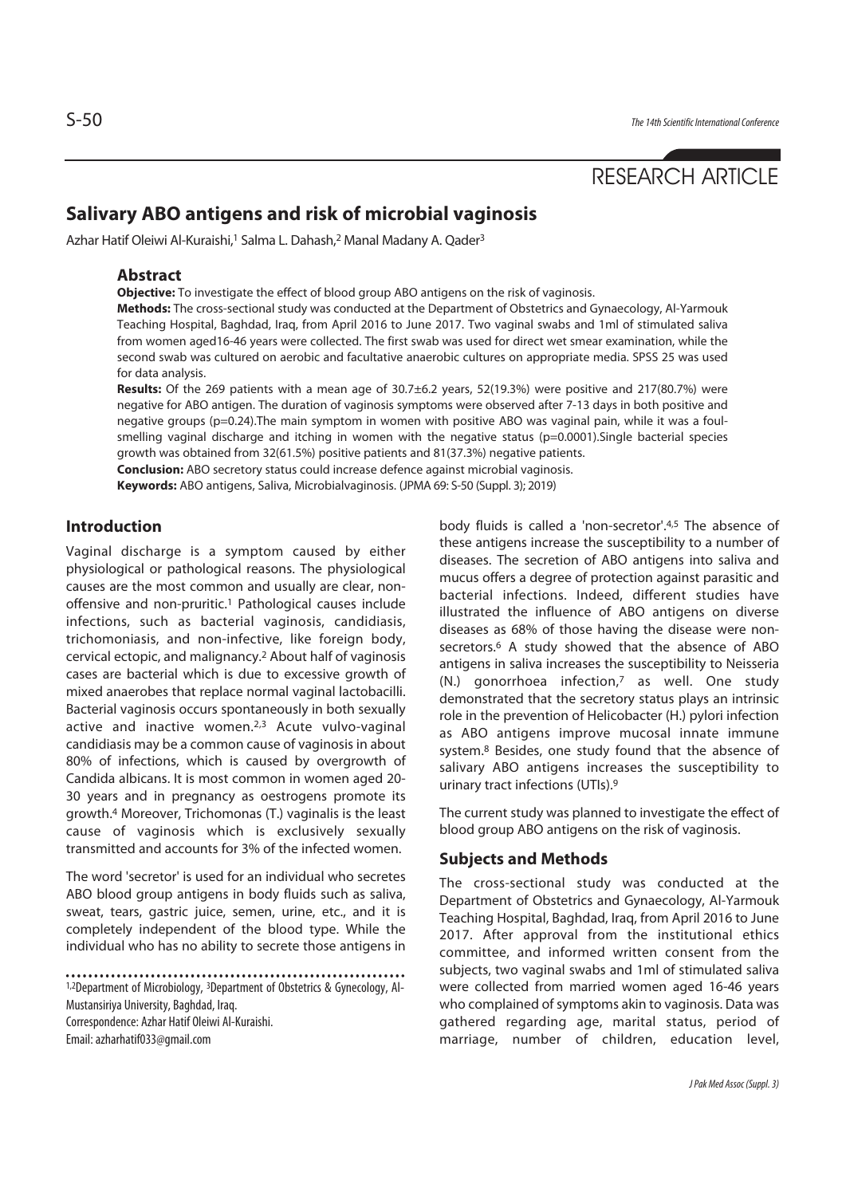RESEARCH ARTICLE

# Salivary ABO antigens and risk of microbial vaginosis

Azhar Hatif Oleiwi Al-Kuraishi,[1] Salma L. Dahash,[2] Manal Madany A. Qader[3]

## Abstract

**Objective:** To investigate the effect of blood group ABO antigens on the risk of vaginosis.

**Methods:** The cross-sectional study was conducted at the Department of Obstetrics and Gynaecology, Al-Yarmouk Teaching Hospital, Baghdad, Iraq, from April 2016 to June 2017. Two vaginal swabs and 1ml of stimulated saliva from women aged16-46 years were collected. The first swab was used for direct wet smear examination, while the second swab was cultured on aerobic and facultative anaerobic cultures on appropriate media. SPSS 25 was used for data analysis.

**Results:** Of the 269 patients with a mean age of 30.7±6.2 years, 52(19.3%) were positive and 217(80.7%) were negative for ABO antigen. The duration of vaginosis symptoms were observed after 7-13 days in both positive and negative groups (p=0.24).The main symptom in women with positive ABO was vaginal pain, while it was a foul-smelling vaginal discharge and itching in women with the negative status (p=0.0001).Single bacterial species growth was obtained from 32(61.5%) positive patients and 81(37.3%) negative patients.

**Conclusion:** ABO secretory status could increase defence against microbial vaginosis.

**Keywords:** ABO antigens, Saliva, Microbialvaginosis. (JPMA 69: S-50 (Suppl. 3); 2019)

## Introduction

Vaginal discharge is a symptom caused by either physiological or pathological reasons. The physiological causes are the most common and usually are clear, non-offensive and non-pruritic.[1] Pathological causes include infections, such as bacterial vaginosis, candidiasis, trichomoniasis, and non-infective, like foreign body, cervical ectopic, and malignancy.[2] About half of vaginosis cases are bacterial which is due to excessive growth of mixed anaerobes that replace normal vaginal lactobacilli. Bacterial vaginosis occurs spontaneously in both sexually active and inactive women.[2,3] Acute vulvo-vaginal candidiasis may be a common cause of vaginosis in about 80% of infections, which is caused by overgrowth of Candida albicans. It is most common in women aged 20-30 years and in pregnancy as oestrogens promote its growth.[4] Moreover, Trichomonas (T.) vaginalis is the least cause of vaginosis which is exclusively sexually transmitted and accounts for 3% of the infected women.

The word 'secretor' is used for an individual who secretes ABO blood group antigens in body fluids such as saliva, sweat, tears, gastric juice, semen, urine, etc., and it is completely independent of the blood type. While the individual who has no ability to secrete those antigens in body fluids is called a 'non-secretor'.[4,5] The absence of these antigens increase the susceptibility to a number of diseases. The secretion of ABO antigens into saliva and mucus offers a degree of protection against parasitic and bacterial infections. Indeed, different studies have illustrated the influence of ABO antigens on diverse diseases as 68% of those having the disease were non-secretors.[6] A study showed that the absence of ABO antigens in saliva increases the susceptibility to Neisseria (N.) gonorrhoea infection,[7] as well. One study demonstrated that the secretory status plays an intrinsic role in the prevention of Helicobacter (H.) pylori infection as ABO antigens improve mucosal innate immune system.[8] Besides, one study found that the absence of salivary ABO antigens increases the susceptibility to urinary tract infections (UTIs).[9]

The current study was planned to investigate the effect of blood group ABO antigens on the risk of vaginosis.

## Subjects and Methods

The cross-sectional study was conducted at the Department of Obstetrics and Gynaecology, Al-Yarmouk Teaching Hospital, Baghdad, Iraq, from April 2016 to June 2017. After approval from the institutional ethics committee, and informed written consent from the subjects, two vaginal swabs and 1ml of stimulated saliva were collected from married women aged 16-46 years who complained of symptoms akin to vaginosis. Data was gathered regarding age, marital status, period of marriage, number of children, education level,

[1,2]Department of Microbiology, [3]Department of Obstetrics & Gynecology, Al-Mustansiriya University, Baghdad, Iraq.

Correspondence: Azhar Hatif Oleiwi Al-Kuraishi.
Email: azharhatif033@gmail.com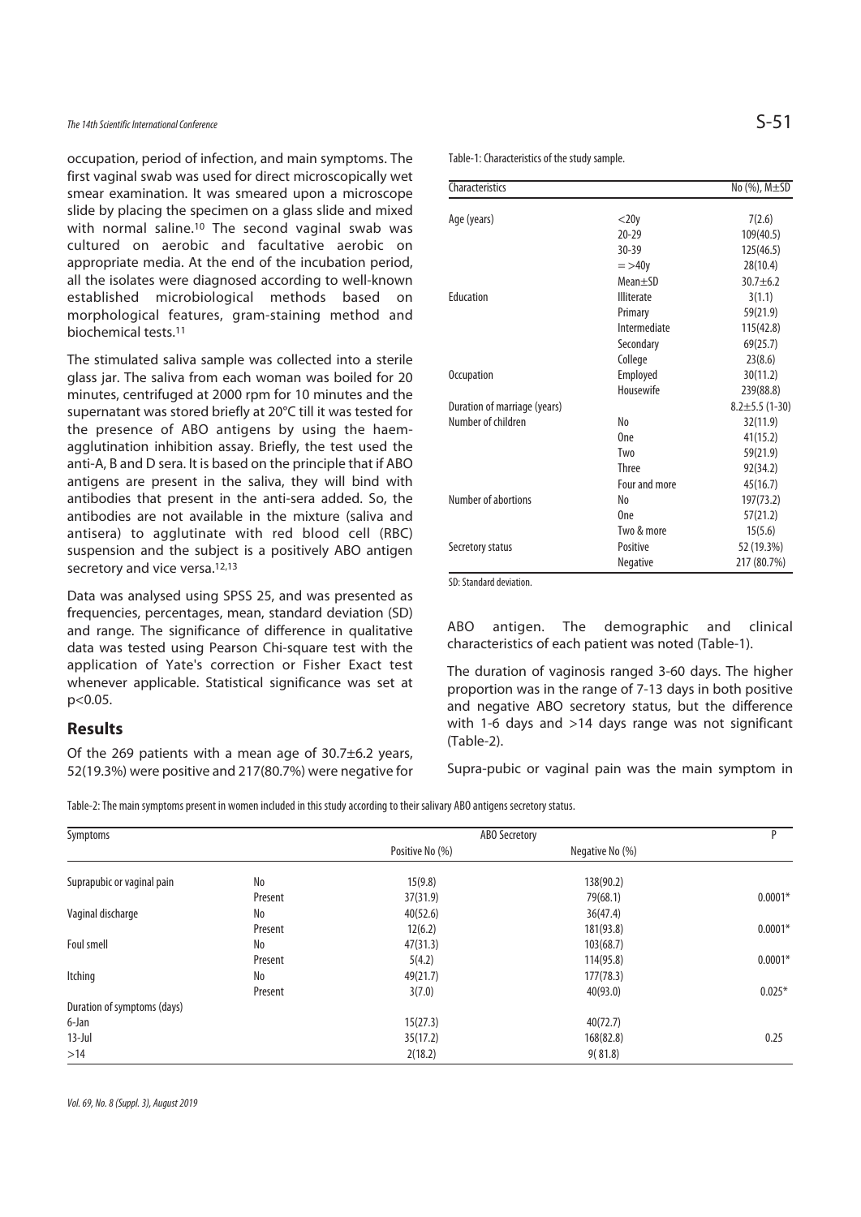occupation, period of infection, and main symptoms. The first vaginal swab was used for direct microscopically wet smear examination. It was smeared upon a microscope slide by placing the specimen on a glass slide and mixed with normal saline.[10] The second vaginal swab was cultured on aerobic and facultative aerobic on appropriate media. At the end of the incubation period, all the isolates were diagnosed according to well-known established microbiological methods based on morphological features, gram-staining method and biochemical tests.[11]

The stimulated saliva sample was collected into a sterile glass jar. The saliva from each woman was boiled for 20 minutes, centrifuged at 2000 rpm for 10 minutes and the supernatant was stored briefly at 20°C till it was tested for the presence of ABO antigens by using the haem-agglutination inhibition assay. Briefly, the test used the anti-A, B and D sera. It is based on the principle that if ABO antigens are present in the saliva, they will bind with antibodies that present in the anti-sera added. So, the antibodies are not available in the mixture (saliva and antisera) to agglutinate with red blood cell (RBC) suspension and the subject is a positively ABO antigen secretory and vice versa.[12,13]

Data was analysed using SPSS 25, and was presented as frequencies, percentages, mean, standard deviation (SD) and range. The significance of difference in qualitative data was tested using Pearson Chi-square test with the application of Yate's correction or Fisher Exact test whenever applicable. Statistical significance was set at $p<0.05$.

## Results

Of the 269 patients with a mean age of 30.7±6.2 years, 52(19.3%) were positive and 217(80.7%) were negative for ABO antigen. The demographic and clinical characteristics of each patient was noted (Table-1).

Table-1: Characteristics of the study sample.

| Characteristics | | No (%), M±SD |
|---|---|---|
| Age (years) | <20y | 7(2.6) |
| | 20-29 | 109(40.5) |
| | 30-39 | 125(46.5) |
| | = >40y | 28(10.4) |
| | Mean±SD | 30.7±6.2 |
| Education | Illiterate | 3(1.1) |
| | Primary | 59(21.9) |
| | Intermediate | 115(42.8) |
| | Secondary | 69(25.7) |
| | College | 23(8.6) |
| Occupation | Employed | 30(11.2) |
| | Housewife | 239(88.8) |
| Duration of marriage (years) | | 8.2±5.5 (1-30) |
| Number of children | No | 32(11.9) |
| | One | 41(15.2) |
| | Two | 59(21.9) |
| | Three | 92(34.2) |
| | Four and more | 45(16.7) |
| Number of abortions | No | 197(73.2) |
| | One | 57(21.2) |
| | Two & more | 15(5.6) |
| Secretory status | Positive | 52 (19.3%) |
| | Negative | 217 (80.7%) |

SD: Standard deviation.

The duration of vaginosis ranged 3-60 days. The higher proportion was in the range of 7-13 days in both positive and negative ABO secretory status, but the difference with 1-6 days and >14 days range was not significant (Table-2).

Supra-pubic or vaginal pain was the main symptom in

Table-2: The main symptoms present in women included in this study according to their salivary ABO antigens secretory status.

| Symptoms | | ABO Secretory | | P |
|---|---|---|---|---|
| | | Positive No (%) | Negative No (%) | |
| Suprapubic or vaginal pain | No | 15(9.8) | 138(90.2) | |
| | Present | 37(31.9) | 79(68.1) | 0.0001* |
| Vaginal discharge | No | 40(52.6) | 36(47.4) | |
| | Present | 12(6.2) | 181(93.8) | 0.0001* |
| Foul smell | No | 47(31.3) | 103(68.7) | |
| | Present | 5(4.2) | 114(95.8) | 0.0001* |
| Itching | No | 49(21.7) | 177(78.3) | |
| | Present | 3(7.0) | 40(93.0) | 0.025* |
| Duration of symptoms (days) | | | | |
| 6-Jan | | 15(27.3) | 40(72.7) | |
| 13-Jul | | 35(17.2) | 168(82.8) | 0.25 |
| >14 | | 2(18.2) | 9( 81.8) | |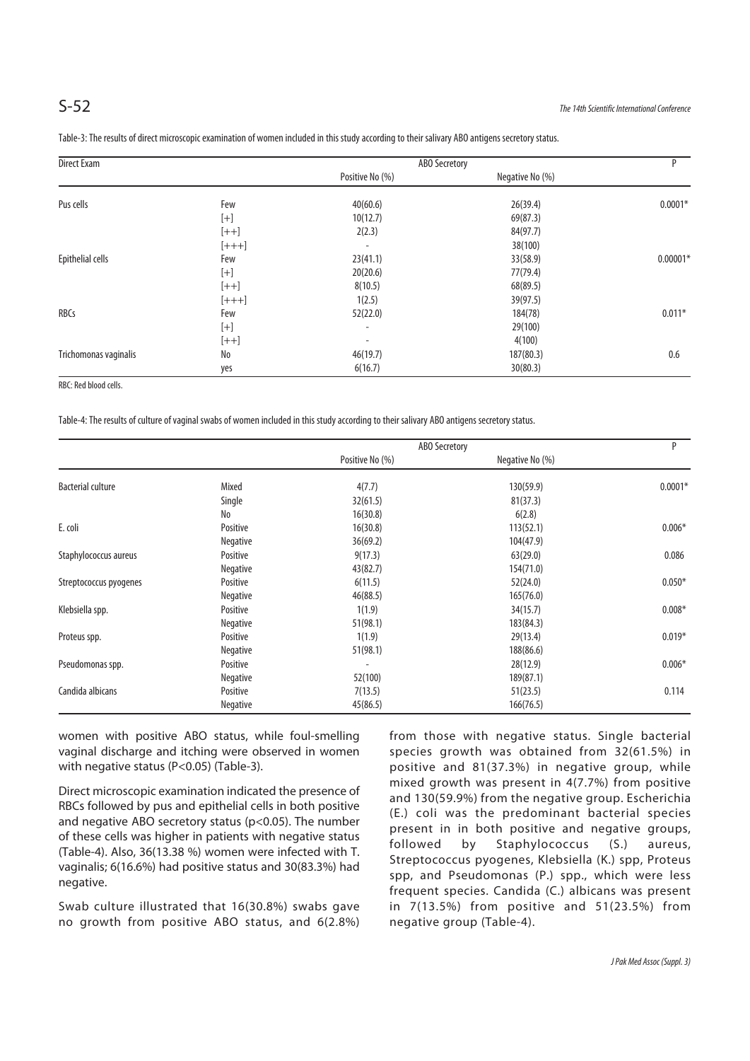Table-3: The results of direct microscopic examination of women included in this study according to their salivary ABO antigens secretory status.

| Direct Exam | | ABO Secretory | | P |
|---|---|---|---|---|
| | | Positive No (%) | Negative No (%) | |
| Pus cells | Few | 40(60.6) | 26(39.4) | 0.0001* |
| | [+] | 10(12.7) | 69(87.3) | |
| | [++] | 2(2.3) | 84(97.7) | |
| | [+++] | - | 38(100) | |
| Epithelial cells | Few | 23(41.1) | 33(58.9) | 0.00001* |
| | [+] | 20(20.6) | 77(79.4) | |
| | [++] | 8(10.5) | 68(89.5) | |
| | [+++] | 1(2.5) | 39(97.5) | |
| RBCs | Few | 52(22.0) | 184(78) | 0.011* |
| | [+] | - | 29(100) | |
| | [++] | - | 4(100) | |
| Trichomonas vaginalis | No | 46(19.7) | 187(80.3) | 0.6 |
| | yes | 6(16.7) | 30(80.3) | |

RBC: Red blood cells.

Table-4: The results of culture of vaginal swabs of women included in this study according to their salivary ABO antigens secretory status.

| | | ABO Secretory | | P |
|---|---|---|---|---|
| | | Positive No (%) | Negative No (%) | |
| Bacterial culture | Mixed | 4(7.7) | 130(59.9) | 0.0001* |
| | Single | 32(61.5) | 81(37.3) | |
| | No | 16(30.8) | 6(2.8) | |
| E. coli | Positive | 16(30.8) | 113(52.1) | 0.006* |
| | Negative | 36(69.2) | 104(47.9) | |
| Staphylococcus aureus | Positive | 9(17.3) | 63(29.0) | 0.086 |
| | Negative | 43(82.7) | 154(71.0) | |
| Streptococcus pyogenes | Positive | 6(11.5) | 52(24.0) | 0.050* |
| | Negative | 46(88.5) | 165(76.0) | |
| Klebsiella spp. | Positive | 1(1.9) | 34(15.7) | 0.008* |
| | Negative | 51(98.1) | 183(84.3) | |
| Proteus spp. | Positive | 1(1.9) | 29(13.4) | 0.019* |
| | Negative | 51(98.1) | 188(86.6) | |
| Pseudomonas spp. | Positive | - | 28(12.9) | 0.006* |
| | Negative | 52(100) | 189(87.1) | |
| Candida albicans | Positive | 7(13.5) | 51(23.5) | 0.114 |
| | Negative | 45(86.5) | 166(76.5) | |

women with positive ABO status, while foul-smelling vaginal discharge and itching were observed in women with negative status ($P<0.05$) (Table-3).

Direct microscopic examination indicated the presence of RBCs followed by pus and epithelial cells in both positive and negative ABO secretory status ($p<0.05$). The number of these cells was higher in patients with negative status (Table-4). Also, 36(13.38 %) women were infected with T. vaginalis; 6(16.6%) had positive status and 30(83.3%) had negative.

Swab culture illustrated that 16(30.8%) swabs gave no growth from positive ABO status, and 6(2.8%) from those with negative status. Single bacterial species growth was obtained from 32(61.5%) in positive and 81(37.3%) in negative group, while mixed growth was present in 4(7.7%) from positive and 130(59.9%) from the negative group. Escherichia (E.) coli was the predominant bacterial species present in in both positive and negative groups, followed by Staphylococcus (S.) aureus, Streptococcus pyogenes, Klebsiella (K.) spp, Proteus spp, and Pseudomonas (P.) spp., which were less frequent species. Candida (C.) albicans was present in 7(13.5%) from positive and 51(23.5%) from negative group (Table-4).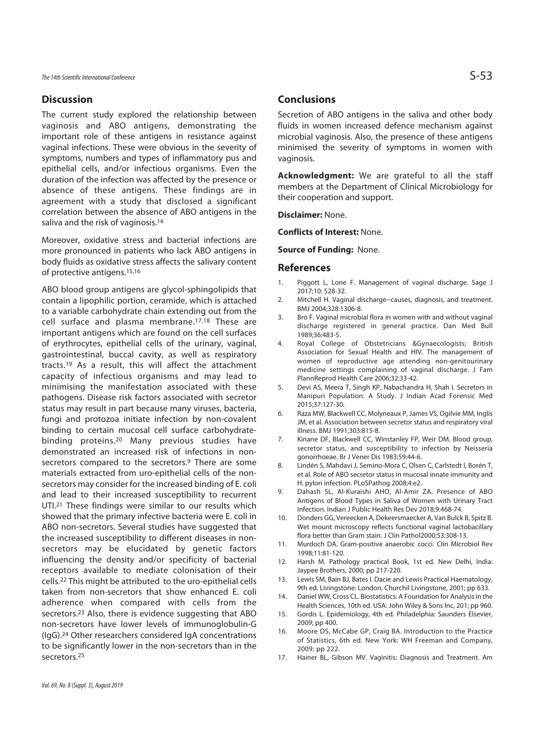## Discussion

The current study explored the relationship between vaginosis and ABO antigens, demonstrating the important role of these antigens in resistance against vaginal infections. These were obvious in the severity of symptoms, numbers and types of inflammatory pus and epithelial cells, and/or infectious organisms. Even the duration of the infection was affected by the presence or absence of these antigens. These findings are in agreement with a study that disclosed a significant correlation between the absence of ABO antigens in the saliva and the risk of vaginosis.[14]

Moreover, oxidative stress and bacterial infections are more pronounced in patients who lack ABO antigens in body fluids as oxidative stress affects the salivary content of protective antigens.[15,16]

ABO blood group antigens are glycol-sphingolipids that contain a lipophilic portion, ceramide, which is attached to a variable carbohydrate chain extending out from the cell surface and plasma membrane.[17,18] These are important antigens which are found on the cell surfaces of erythrocytes, epithelial cells of the urinary, vaginal, gastrointestinal, buccal cavity, as well as respiratory tracts.[19] As a result, this will affect the attachment capacity of infectious organisms and may lead to minimising the manifestation associated with these pathogens. Disease risk factors associated with secretor status may result in part because many viruses, bacteria, fungi and protozoa initiate infection by non-covalent binding to certain mucosal cell surface carbohydrate-binding proteins.[20] Many previous studies have demonstrated an increased risk of infections in non-secretors compared to the secretors.[9] There are some materials extracted from uro-epithelial cells of the non-secretors may consider for the increased binding of E. coli and lead to their increased susceptibility to recurrent UTI.[21] These findings were similar to our results which showed that the primary infective bacteria were E. coli in ABO non-secretors. Several studies have suggested that the increased susceptibility to different diseases in non-secretors may be elucidated by genetic factors influencing the density and/or specificity of bacterial receptors available to mediate colonisation of their cells.[22] This might be attributed to the uro-epithelial cells taken from non-secretors that show enhanced E. coli adherence when compared with cells from the secretors.[23] Also, there is evidence suggesting that ABO non-secretors have lower levels of immunoglobulin-G (IgG).[24] Other researchers considered IgA concentrations to be significantly lower in the non-secretors than in the secretors.[25]

## Conclusions

Secretion of ABO antigens in the saliva and other body fluids in women increased defence mechanism against microbial vaginosis. Also, the presence of these antigens minimised the severity of symptoms in women with vaginosis.

**Acknowledgment:** We are grateful to all the staff members at the Department of Clinical Microbiology for their cooperation and support.

**Disclaimer:** None.

**Conflicts of Interest:** None.

**Source of Funding:** None.

## References

1. Piggott L, Lone F. Management of vaginal discharge. Sage J 2017;10: 528-32.
2. Mitchell H. Vaginal discharge--causes, diagnosis, and treatment. BMJ 2004;328:1306-8.
3. Bro F. Vaginal microbial flora in women with and without vaginal discharge registered in general practice. Dan Med Bull 1989;36:483-5.
4. Royal College of Obstetricians &Gynaecologists; British Association for Sexual Health and HIV. The management of women of reproductive age attending non-genitourinary medicine settings complaining of vaginal discharge. J Fam PlannReprod Health Care 2006;32:33-42.
5. Devi AS, Meera T, Singh KP, Nabachandra H, Shah I. Secretors in Manipuri Population: A Study. J Indian Acad Forensic Med 2015;37:127-30.
6. Raza MW, Blackwell CC, Molyneaux P, James VS, Ogilvie MM, Inglis JM, et al. Association between secretor status and respiratory viral illness. BMJ 1991;303:815-8.
7. Kinane DF, Blackwell CC, Winstanley FP, Weir DM. Blood group, secretor status, and susceptibility to infection by Neisseria gonorrhoeae. Br J Vener Dis 1983;59:44-6.
8. Lindén S, Mahdavi J, Semino-Mora C, Olsen C, Carlstedt I, Borén T, et al. Role of ABO secretor status in mucosal innate immunity and H. pylori infection. PLoSPathog 2008;4:e2.
9. Dahash SL, Al-Kuraishi AHO, Al-Amir ZA. Presence of ABO Antigens of Blood Types in Saliva of Women with Urinary Tract Infection. Indian J Public Health Res Dev 2018;9:468-74.
10. Donders GG, Vereecken A, Dekeersmaecker A, Van Bulck B, Spitz B. Wet mount microscopy reflects functional vaginal lactobacillary flora better than Gram stain. J Clin Pathol2000;53:308-13.
11. Murdoch DA. Gram-positive anaerobic cocci. Clin Microbiol Rev 1998;11:81-120.
12. Harsh M. Pathology practical Book, 1st ed. New Delhi, India: Jaypee Brothers, 2000; pp 217-220.
13. Lewis SM, Bain BJ, Bates I. Dacie and Lewis Practical Haematology, 9th ed. Livingstone: London, Churchil Livingstone, 2001; pp 633.
14. Daniel WW, Cross CL. Biostatistics: A Foundation for Analysis in the Health Sciences, 10th ed. USA: John Wiley & Sons Inc, 201; pp 960.
15. Gordis L. Epidemiology, 4th ed. Philadelphia: Saunders Elsevier, 2009; pp 400.
16. Moore DS, McCabe GP, Craig BA. Introduction to the Practice of Statistics, 6th ed. New York: WH Freeman and Company, 2009; pp 222.
17. Hainer BL, Gibson MV. Vaginitis: Diagnosis and Treatment. Am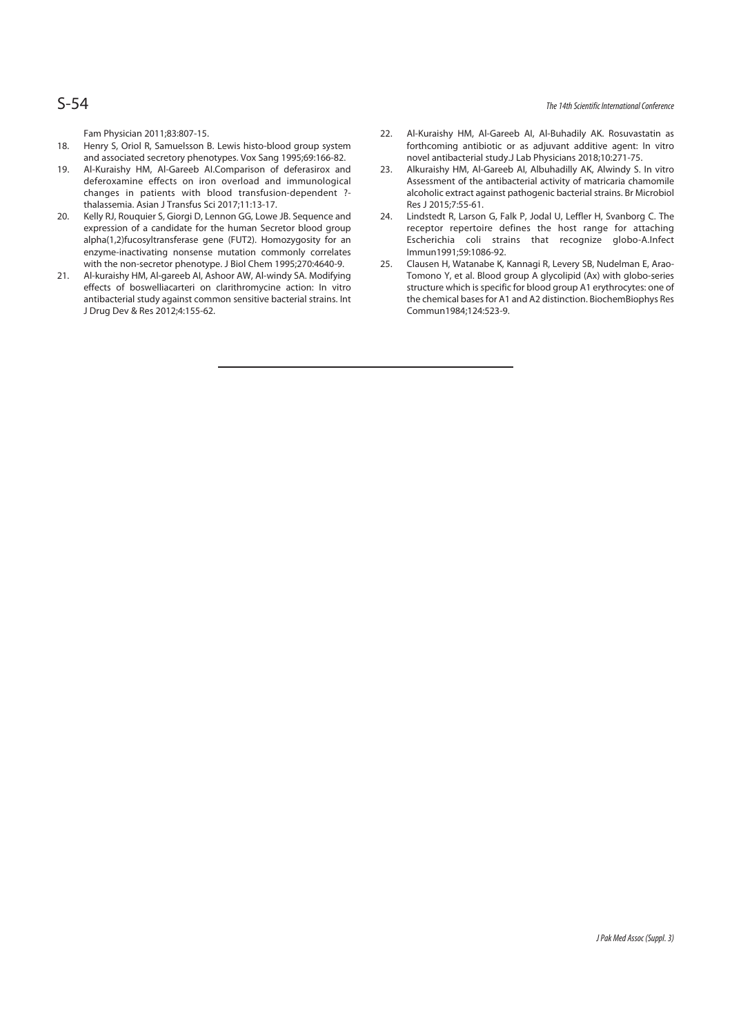Fam Physician 2011;83:807-15.

18. Henry S, Oriol R, Samuelsson B. Lewis histo-blood group system and associated secretory phenotypes. Vox Sang 1995;69:166-82.
19. Al-Kuraishy HM, Al-Gareeb AI.Comparison of deferasirox and deferoxamine effects on iron overload and immunological changes in patients with blood transfusion-dependent ?-thalassemia. Asian J Transfus Sci 2017;11:13-17.
20. Kelly RJ, Rouquier S, Giorgi D, Lennon GG, Lowe JB. Sequence and expression of a candidate for the human Secretor blood group alpha(1,2)fucosyltransferase gene (FUT2). Homozygosity for an enzyme-inactivating nonsense mutation commonly correlates with the non-secretor phenotype. J Biol Chem 1995;270:4640-9.
21. Al-kuraishy HM, Al-gareeb AI, Ashoor AW, Al-windy SA. Modifying effects of boswelliacarteri on clarithromycine action: In vitro antibacterial study against common sensitive bacterial strains. Int J Drug Dev & Res 2012;4:155-62.
22. Al-Kuraishy HM, Al-Gareeb AI, Al-Buhadily AK. Rosuvastatin as forthcoming antibiotic or as adjuvant additive agent: In vitro novel antibacterial study.J Lab Physicians 2018;10:271-75.
23. Alkuraishy HM, Al-Gareeb AI, Albuhadilly AK, Alwindy S. In vitro Assessment of the antibacterial activity of matricaria chamomile alcoholic extract against pathogenic bacterial strains. Br Microbiol Res J 2015;7:55-61.
24. Lindstedt R, Larson G, Falk P, Jodal U, Leffler H, Svanborg C. The receptor repertoire defines the host range for attaching Escherichia coli strains that recognize globo-A.Infect Immun1991;59:1086-92.
25. Clausen H, Watanabe K, Kannagi R, Levery SB, Nudelman E, Arao-Tomono Y, et al. Blood group A glycolipid (Ax) with globo-series structure which is specific for blood group A1 erythrocytes: one of the chemical bases for A1 and A2 distinction. BiochemBiophys Res Commun1984;124:523-9.